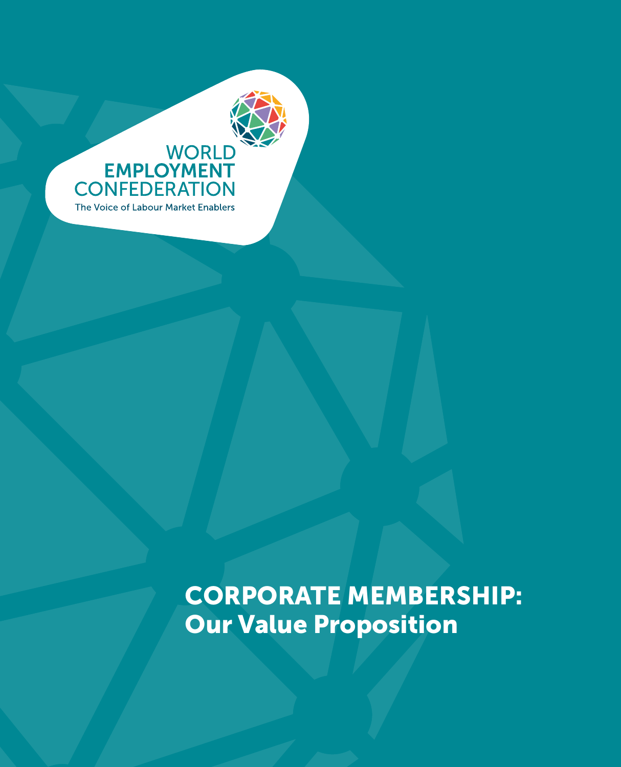WORLD
EMPLOYMENT
CONFEDERATION
The Voice of Labour Market Enablers

# CORPORATE MEMBERSHIP: Our Value Proposition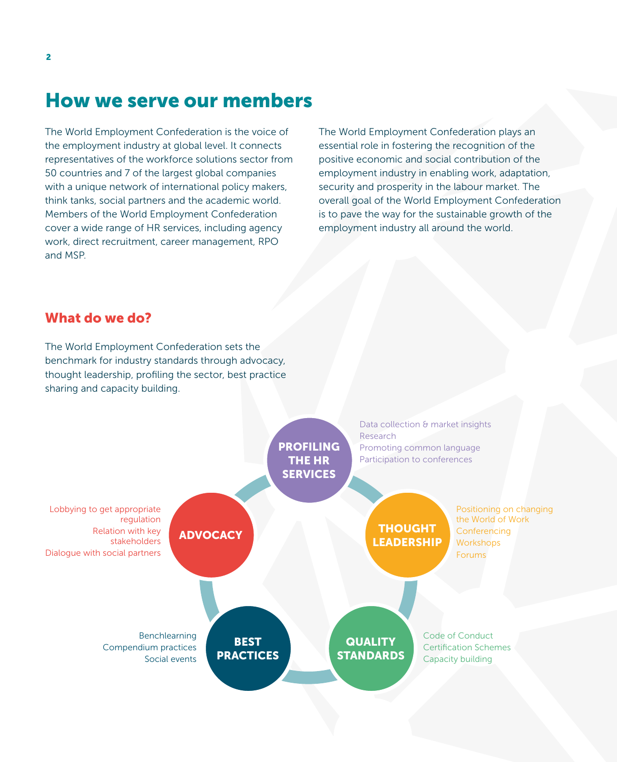# How we serve our members

The World Employment Confederation is the voice of the employment industry at global level. It connects representatives of the workforce solutions sector from 50 countries and 7 of the largest global companies with a unique network of international policy makers, think tanks, social partners and the academic world. Members of the World Employment Confederation cover a wide range of HR services, including agency work, direct recruitment, career management, RPO and MSP.

The World Employment Confederation plays an essential role in fostering the recognition of the positive economic and social contribution of the employment industry in enabling work, adaptation, security and prosperity in the labour market. The overall goal of the World Employment Confederation is to pave the way for the sustainable growth of the employment industry all around the world.

## What do we do?

The World Employment Confederation sets the benchmark for industry standards through advocacy, thought leadership, profiling the sector, best practice sharing and capacity building.

**PROFILING THE HR SERVICES**
- Data collection & market insights
- Research
- Promoting common language
- Participation to conferences

**THOUGHT LEADERSHIP**
- Positioning on changing the World of Work
- Conferencing
- Workshops
- Forums

**QUALITY STANDARDS**
- Code of Conduct
- Certification Schemes
- Capacity building

**BEST PRACTICES**
- Benchlearning
- Compendium practices
- Social events

**ADVOCACY**
- Lobbying to get appropriate regulation
- Relation with key stakeholders
- Dialogue with social partners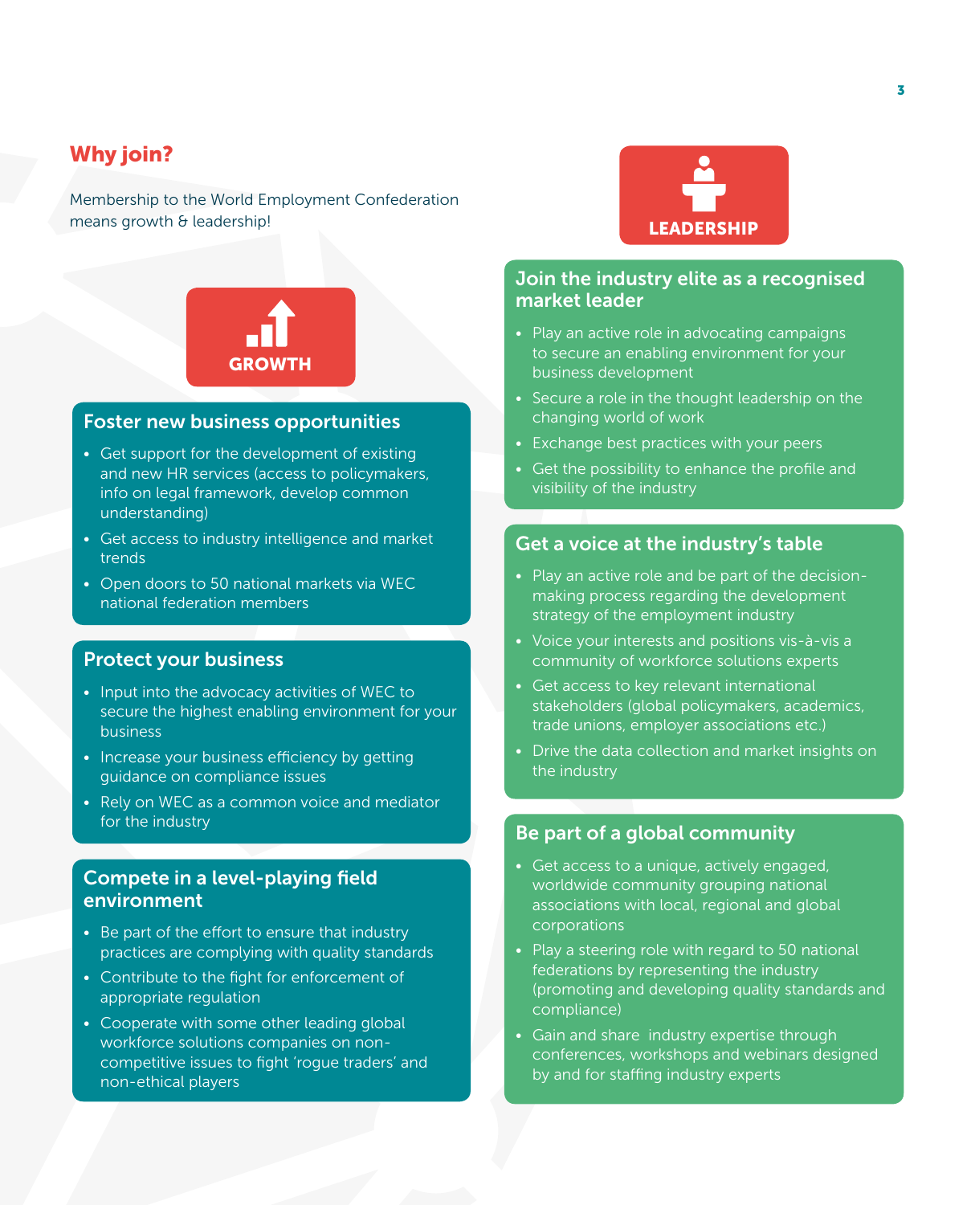## Why join?

Membership to the World Employment Confederation means growth & leadership!

### GROWTH

#### Foster new business opportunities

- Get support for the development of existing and new HR services (access to policymakers, info on legal framework, develop common understanding)
- Get access to industry intelligence and market trends
- Open doors to 50 national markets via WEC national federation members

#### Protect your business

- Input into the advocacy activities of WEC to secure the highest enabling environment for your business
- Increase your business efficiency by getting guidance on compliance issues
- Rely on WEC as a common voice and mediator for the industry

#### Compete in a level-playing field environment

- Be part of the effort to ensure that industry practices are complying with quality standards
- Contribute to the fight for enforcement of appropriate regulation
- Cooperate with some other leading global workforce solutions companies on non-competitive issues to fight 'rogue traders' and non-ethical players

### LEADERSHIP

#### Join the industry elite as a recognised market leader

- Play an active role in advocating campaigns to secure an enabling environment for your business development
- Secure a role in the thought leadership on the changing world of work
- Exchange best practices with your peers
- Get the possibility to enhance the profile and visibility of the industry

#### Get a voice at the industry's table

- Play an active role and be part of the decision-making process regarding the development strategy of the employment industry
- Voice your interests and positions vis-à-vis a community of workforce solutions experts
- Get access to key relevant international stakeholders (global policymakers, academics, trade unions, employer associations etc.)
- Drive the data collection and market insights on the industry

#### Be part of a global community

- Get access to a unique, actively engaged, worldwide community grouping national associations with local, regional and global corporations
- Play a steering role with regard to 50 national federations by representing the industry (promoting and developing quality standards and compliance)
- Gain and share industry expertise through conferences, workshops and webinars designed by and for staffing industry experts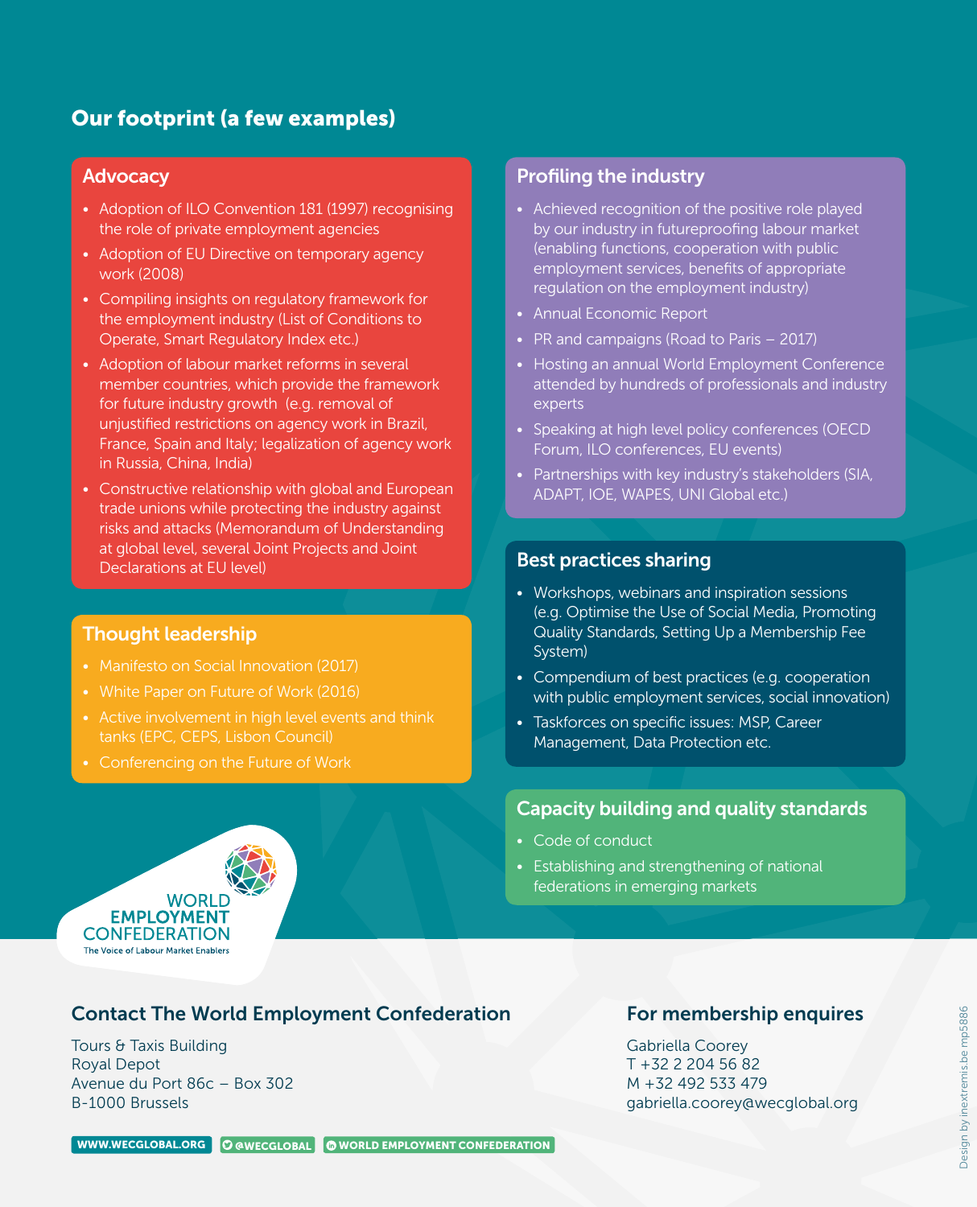## Our footprint (a few examples)

### Advocacy

- Adoption of ILO Convention 181 (1997) recognising the role of private employment agencies
- Adoption of EU Directive on temporary agency work (2008)
- Compiling insights on regulatory framework for the employment industry (List of Conditions to Operate, Smart Regulatory Index etc.)
- Adoption of labour market reforms in several member countries, which provide the framework for future industry growth (e.g. removal of unjustified restrictions on agency work in Brazil, France, Spain and Italy; legalization of agency work in Russia, China, India)
- Constructive relationship with global and European trade unions while protecting the industry against risks and attacks (Memorandum of Understanding at global level, several Joint Projects and Joint Declarations at EU level)

### Thought leadership

- Manifesto on Social Innovation (2017)
- White Paper on Future of Work (2016)
- Active involvement in high level events and think tanks (EPC, CEPS, Lisbon Council)
- Conferencing on the Future of Work

### Profiling the industry

- Achieved recognition of the positive role played by our industry in futureproofing labour market (enabling functions, cooperation with public employment services, benefits of appropriate regulation on the employment industry)
- Annual Economic Report
- PR and campaigns (Road to Paris – 2017)
- Hosting an annual World Employment Conference attended by hundreds of professionals and industry experts
- Speaking at high level policy conferences (OECD Forum, ILO conferences, EU events)
- Partnerships with key industry's stakeholders (SIA, ADAPT, IOE, WAPES, UNI Global etc.)

### Best practices sharing

- Workshops, webinars and inspiration sessions (e.g. Optimise the Use of Social Media, Promoting Quality Standards, Setting Up a Membership Fee System)
- Compendium of best practices (e.g. cooperation with public employment services, social innovation)
- Taskforces on specific issues: MSP, Career Management, Data Protection etc.

### Capacity building and quality standards

- Code of conduct
- Establishing and strengthening of national federations in emerging markets

WORLD EMPLOYMENT CONFEDERATION
The Voice of Labour Market Enablers

### Contact The World Employment Confederation

Tours & Taxis Building
Royal Depot
Avenue du Port 86c – Box 302
B-1000 Brussels

### For membership enquires

Gabriella Coorey
T +32 2 204 56 82
M +32 492 533 479
gabriella.coorey@wecglobal.org

WWW.WECGLOBAL.ORG | @WECGLOBAL | WORLD EMPLOYMENT CONFEDERATION

Design by inextremis.be mp5886